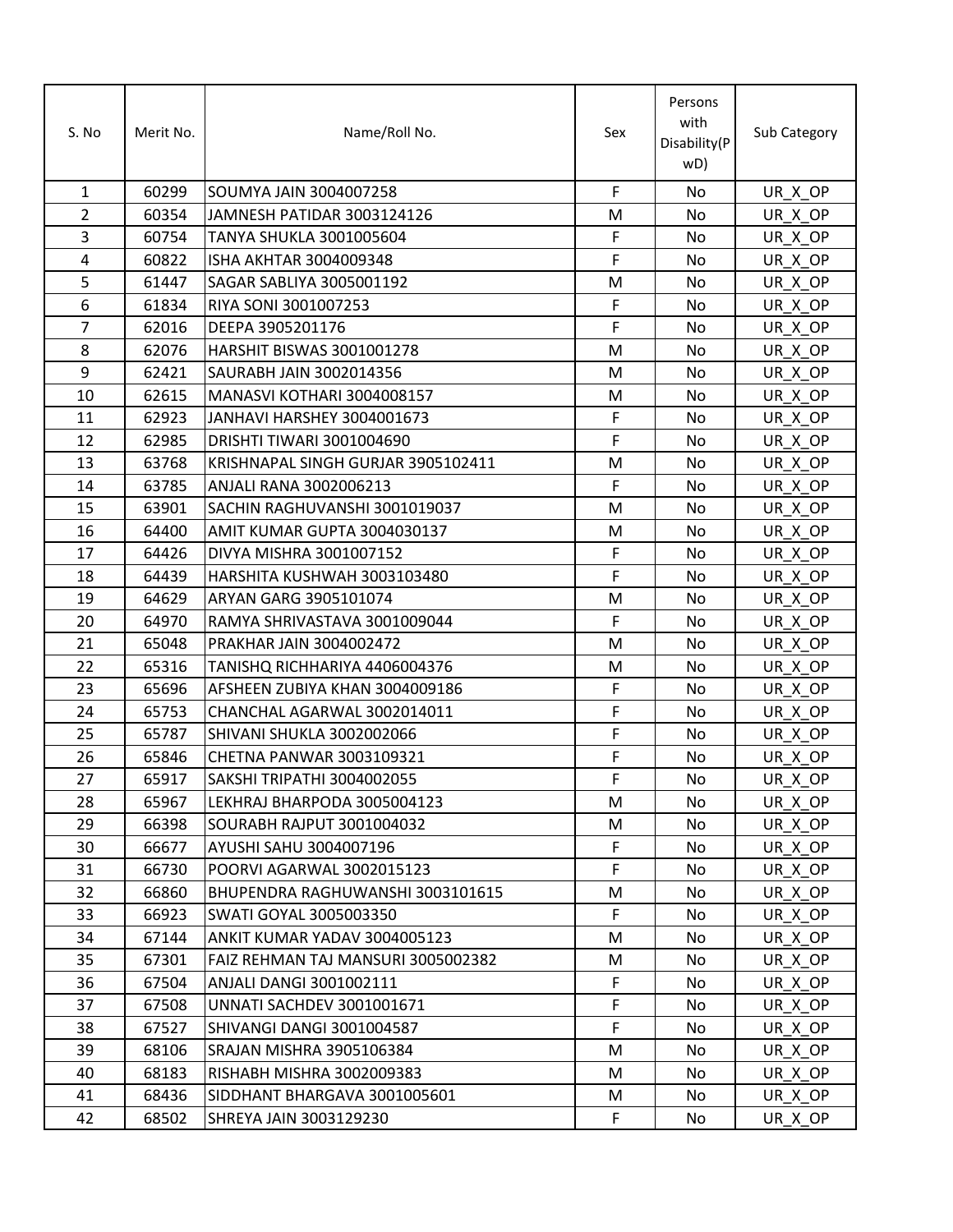| S. No | Merit No. | Name/Roll No. | Sex | Persons with Disability(PwD) | Sub Category |
|---|---|---|---|---|---|
| 1 | 60299 | SOUMYA JAIN 3004007258 | F | No | UR_X_OP |
| 2 | 60354 | JAMNESH PATIDAR 3003124126 | M | No | UR_X_OP |
| 3 | 60754 | TANYA SHUKLA 3001005604 | F | No | UR_X_OP |
| 4 | 60822 | ISHA AKHTAR 3004009348 | F | No | UR_X_OP |
| 5 | 61447 | SAGAR SABLIYA 3005001192 | M | No | UR_X_OP |
| 6 | 61834 | RIYA SONI 3001007253 | F | No | UR_X_OP |
| 7 | 62016 | DEEPA 3905201176 | F | No | UR_X_OP |
| 8 | 62076 | HARSHIT BISWAS 3001001278 | M | No | UR_X_OP |
| 9 | 62421 | SAURABH JAIN 3002014356 | M | No | UR_X_OP |
| 10 | 62615 | MANASVI KOTHARI 3004008157 | M | No | UR_X_OP |
| 11 | 62923 | JANHAVI HARSHEY 3004001673 | F | No | UR_X_OP |
| 12 | 62985 | DRISHTI TIWARI 3001004690 | F | No | UR_X_OP |
| 13 | 63768 | KRISHNAPAL SINGH GURJAR 3905102411 | M | No | UR_X_OP |
| 14 | 63785 | ANJALI RANA 3002006213 | F | No | UR_X_OP |
| 15 | 63901 | SACHIN RAGHUVANSHI 3001019037 | M | No | UR_X_OP |
| 16 | 64400 | AMIT KUMAR GUPTA 3004030137 | M | No | UR_X_OP |
| 17 | 64426 | DIVYA MISHRA 3001007152 | F | No | UR_X_OP |
| 18 | 64439 | HARSHITA KUSHWAH 3003103480 | F | No | UR_X_OP |
| 19 | 64629 | ARYAN GARG 3905101074 | M | No | UR_X_OP |
| 20 | 64970 | RAMYA SHRIVASTAVA 3001009044 | F | No | UR_X_OP |
| 21 | 65048 | PRAKHAR JAIN 3004002472 | M | No | UR_X_OP |
| 22 | 65316 | TANISHQ RICHHARIYA 4406004376 | M | No | UR_X_OP |
| 23 | 65696 | AFSHEEN ZUBIYA KHAN 3004009186 | F | No | UR_X_OP |
| 24 | 65753 | CHANCHAL AGARWAL 3002014011 | F | No | UR_X_OP |
| 25 | 65787 | SHIVANI SHUKLA 3002002066 | F | No | UR_X_OP |
| 26 | 65846 | CHETNA PANWAR 3003109321 | F | No | UR_X_OP |
| 27 | 65917 | SAKSHI TRIPATHI 3004002055 | F | No | UR_X_OP |
| 28 | 65967 | LEKHRAJ BHARPODA 3005004123 | M | No | UR_X_OP |
| 29 | 66398 | SOURABH RAJPUT 3001004032 | M | No | UR_X_OP |
| 30 | 66677 | AYUSHI SAHU 3004007196 | F | No | UR_X_OP |
| 31 | 66730 | POORVI AGARWAL 3002015123 | F | No | UR_X_OP |
| 32 | 66860 | BHUPENDRA RAGHUWANSHI 3003101615 | M | No | UR_X_OP |
| 33 | 66923 | SWATI GOYAL 3005003350 | F | No | UR_X_OP |
| 34 | 67144 | ANKIT KUMAR YADAV 3004005123 | M | No | UR_X_OP |
| 35 | 67301 | FAIZ REHMAN TAJ MANSURI 3005002382 | M | No | UR_X_OP |
| 36 | 67504 | ANJALI DANGI 3001002111 | F | No | UR_X_OP |
| 37 | 67508 | UNNATI SACHDEV 3001001671 | F | No | UR_X_OP |
| 38 | 67527 | SHIVANGI DANGI 3001004587 | F | No | UR_X_OP |
| 39 | 68106 | SRAJAN MISHRA 3905106384 | M | No | UR_X_OP |
| 40 | 68183 | RISHABH MISHRA 3002009383 | M | No | UR_X_OP |
| 41 | 68436 | SIDDHANT BHARGAVA 3001005601 | M | No | UR_X_OP |
| 42 | 68502 | SHREYA JAIN 3003129230 | F | No | UR_X_OP |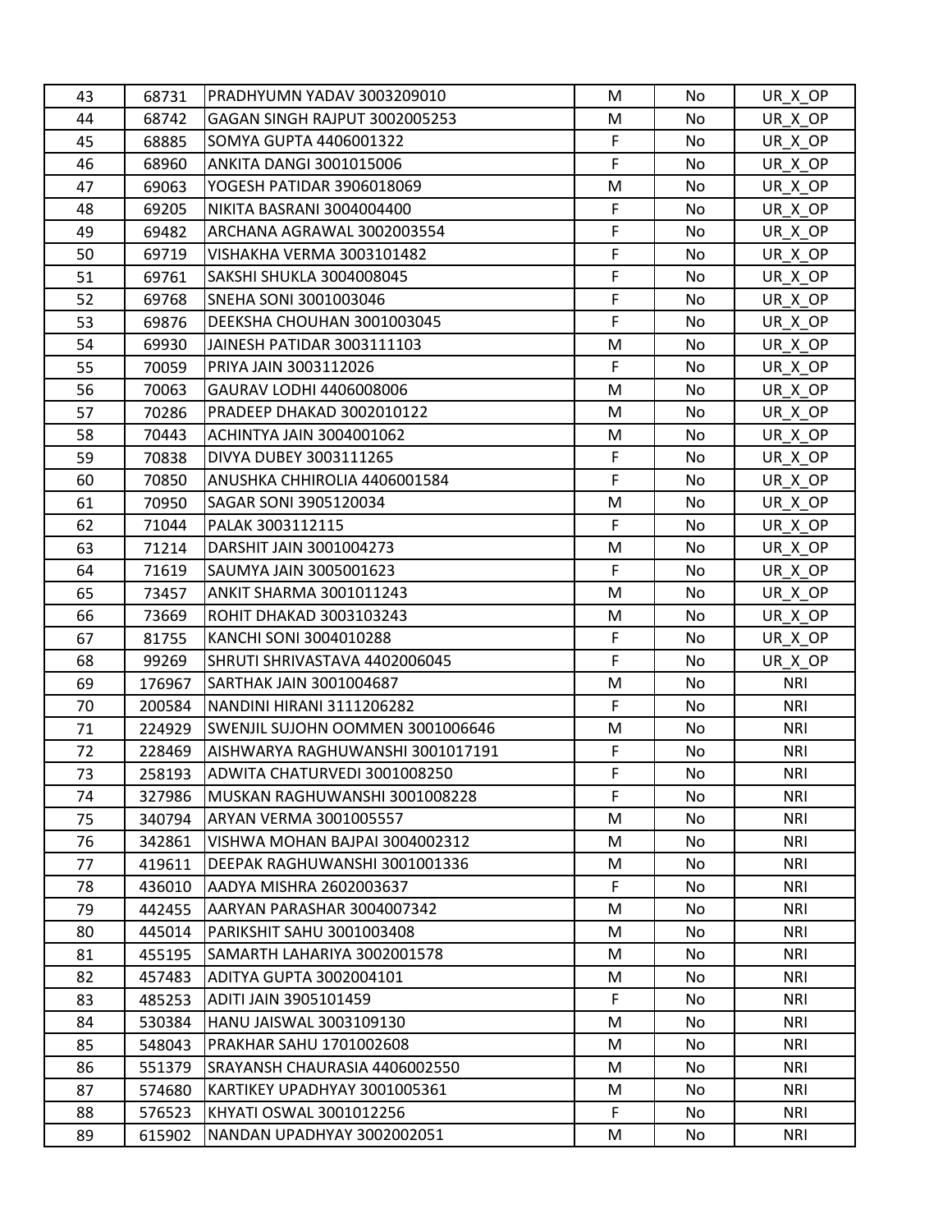| | | | | | |
|---|---|---|---|---|---|
| 43 | 68731 | PRADHYUMN YADAV 3003209010 | M | No | UR_X_OP |
| 44 | 68742 | GAGAN SINGH RAJPUT 3002005253 | M | No | UR_X_OP |
| 45 | 68885 | SOMYA GUPTA 4406001322 | F | No | UR_X_OP |
| 46 | 68960 | ANKITA DANGI 3001015006 | F | No | UR_X_OP |
| 47 | 69063 | YOGESH PATIDAR 3906018069 | M | No | UR_X_OP |
| 48 | 69205 | NIKITA BASRANI 3004004400 | F | No | UR_X_OP |
| 49 | 69482 | ARCHANA AGRAWAL 3002003554 | F | No | UR_X_OP |
| 50 | 69719 | VISHAKHA VERMA 3003101482 | F | No | UR_X_OP |
| 51 | 69761 | SAKSHI SHUKLA 3004008045 | F | No | UR_X_OP |
| 52 | 69768 | SNEHA SONI 3001003046 | F | No | UR_X_OP |
| 53 | 69876 | DEEKSHA CHOUHAN 3001003045 | F | No | UR_X_OP |
| 54 | 69930 | JAINESH PATIDAR 3003111103 | M | No | UR_X_OP |
| 55 | 70059 | PRIYA JAIN 3003112026 | F | No | UR_X_OP |
| 56 | 70063 | GAURAV LODHI 4406008006 | M | No | UR_X_OP |
| 57 | 70286 | PRADEEP DHAKAD 3002010122 | M | No | UR_X_OP |
| 58 | 70443 | ACHINTYA JAIN 3004001062 | M | No | UR_X_OP |
| 59 | 70838 | DIVYA DUBEY 3003111265 | F | No | UR_X_OP |
| 60 | 70850 | ANUSHKA CHHIROLIA 4406001584 | F | No | UR_X_OP |
| 61 | 70950 | SAGAR SONI 3905120034 | M | No | UR_X_OP |
| 62 | 71044 | PALAK 3003112115 | F | No | UR_X_OP |
| 63 | 71214 | DARSHIT JAIN 3001004273 | M | No | UR_X_OP |
| 64 | 71619 | SAUMYA JAIN 3005001623 | F | No | UR_X_OP |
| 65 | 73457 | ANKIT SHARMA 3001011243 | M | No | UR_X_OP |
| 66 | 73669 | ROHIT DHAKAD 3003103243 | M | No | UR_X_OP |
| 67 | 81755 | KANCHI SONI 3004010288 | F | No | UR_X_OP |
| 68 | 99269 | SHRUTI SHRIVASTAVA 4402006045 | F | No | UR_X_OP |
| 69 | 176967 | SARTHAK JAIN 3001004687 | M | No | NRI |
| 70 | 200584 | NANDINI HIRANI 3111206282 | F | No | NRI |
| 71 | 224929 | SWENJIL SUJOHN OOMMEN 3001006646 | M | No | NRI |
| 72 | 228469 | AISHWARYA RAGHUWANSHI 3001017191 | F | No | NRI |
| 73 | 258193 | ADWITA CHATURVEDI 3001008250 | F | No | NRI |
| 74 | 327986 | MUSKAN RAGHUWANSHI 3001008228 | F | No | NRI |
| 75 | 340794 | ARYAN VERMA 3001005557 | M | No | NRI |
| 76 | 342861 | VISHWA MOHAN BAJPAI 3004002312 | M | No | NRI |
| 77 | 419611 | DEEPAK RAGHUWANSHI 3001001336 | M | No | NRI |
| 78 | 436010 | AADYA MISHRA 2602003637 | F | No | NRI |
| 79 | 442455 | AARYAN PARASHAR 3004007342 | M | No | NRI |
| 80 | 445014 | PARIKSHIT SAHU 3001003408 | M | No | NRI |
| 81 | 455195 | SAMARTH LAHARIYA 3002001578 | M | No | NRI |
| 82 | 457483 | ADITYA GUPTA 3002004101 | M | No | NRI |
| 83 | 485253 | ADITI JAIN 3905101459 | F | No | NRI |
| 84 | 530384 | HANU JAISWAL 3003109130 | M | No | NRI |
| 85 | 548043 | PRAKHAR SAHU 1701002608 | M | No | NRI |
| 86 | 551379 | SRAYANSH CHAURASIA 4406002550 | M | No | NRI |
| 87 | 574680 | KARTIKEY UPADHYAY 3001005361 | M | No | NRI |
| 88 | 576523 | KHYATI OSWAL 3001012256 | F | No | NRI |
| 89 | 615902 | NANDAN UPADHYAY 3002002051 | M | No | NRI |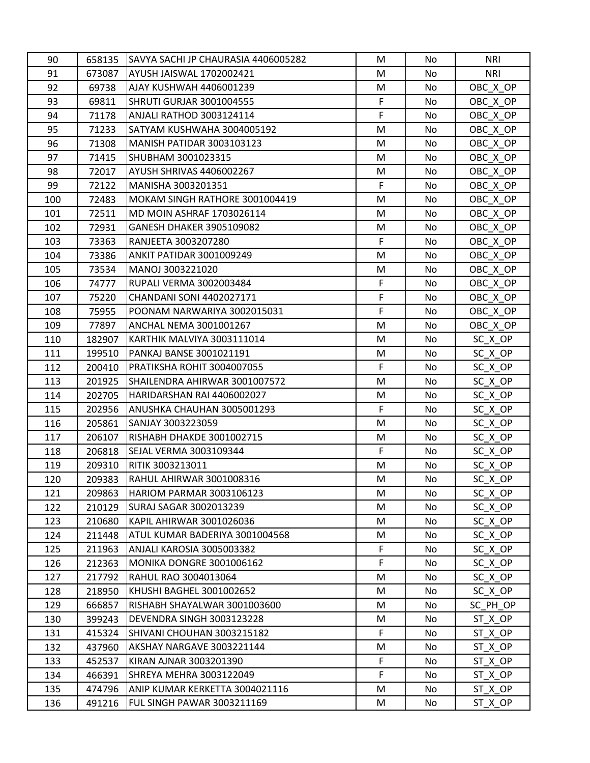| 90 | 658135 | SAVYA SACHI JP CHAURASIA 4406005282 | M | No | NRI |
|---|---|---|---|---|---|
| 91 | 673087 | AYUSH JAISWAL 1702002421 | M | No | NRI |
| 92 | 69738 | AJAY KUSHWAH 4406001239 | M | No | OBC_X_OP |
| 93 | 69811 | SHRUTI GURJAR 3001004555 | F | No | OBC_X_OP |
| 94 | 71178 | ANJALI RATHOD 3003124114 | F | No | OBC_X_OP |
| 95 | 71233 | SATYAM KUSHWAHA 3004005192 | M | No | OBC_X_OP |
| 96 | 71308 | MANISH PATIDAR 3003103123 | M | No | OBC_X_OP |
| 97 | 71415 | SHUBHAM 3001023315 | M | No | OBC_X_OP |
| 98 | 72017 | AYUSH SHRIVAS 4406002267 | M | No | OBC_X_OP |
| 99 | 72122 | MANISHA 3003201351 | F | No | OBC_X_OP |
| 100 | 72483 | MOKAM SINGH RATHORE 3001004419 | M | No | OBC_X_OP |
| 101 | 72511 | MD MOIN ASHRAF 1703026114 | M | No | OBC_X_OP |
| 102 | 72931 | GANESH DHAKER 3905109082 | M | No | OBC_X_OP |
| 103 | 73363 | RANJEETA 3003207280 | F | No | OBC_X_OP |
| 104 | 73386 | ANKIT PATIDAR 3001009249 | M | No | OBC_X_OP |
| 105 | 73534 | MANOJ 3003221020 | M | No | OBC_X_OP |
| 106 | 74777 | RUPALI VERMA 3002003484 | F | No | OBC_X_OP |
| 107 | 75220 | CHANDANI SONI 4402027171 | F | No | OBC_X_OP |
| 108 | 75955 | POONAM NARWARIYA 3002015031 | F | No | OBC_X_OP |
| 109 | 77897 | ANCHAL NEMA 3001001267 | M | No | OBC_X_OP |
| 110 | 182907 | KARTHIK MALVIYA 3003111014 | M | No | SC_X_OP |
| 111 | 199510 | PANKAJ BANSE 3001021191 | M | No | SC_X_OP |
| 112 | 200410 | PRATIKSHA ROHIT 3004007055 | F | No | SC_X_OP |
| 113 | 201925 | SHAILENDRA AHIRWAR 3001007572 | M | No | SC_X_OP |
| 114 | 202705 | HARIDARSHAN RAI 4406002027 | M | No | SC_X_OP |
| 115 | 202956 | ANUSHKA CHAUHAN 3005001293 | F | No | SC_X_OP |
| 116 | 205861 | SANJAY 3003223059 | M | No | SC_X_OP |
| 117 | 206107 | RISHABH DHAKDE 3001002715 | M | No | SC_X_OP |
| 118 | 206818 | SEJAL VERMA 3003109344 | F | No | SC_X_OP |
| 119 | 209310 | RITIK 3003213011 | M | No | SC_X_OP |
| 120 | 209383 | RAHUL AHIRWAR 3001008316 | M | No | SC_X_OP |
| 121 | 209863 | HARIOM PARMAR 3003106123 | M | No | SC_X_OP |
| 122 | 210129 | SURAJ SAGAR 3002013239 | M | No | SC_X_OP |
| 123 | 210680 | KAPIL AHIRWAR 3001026036 | M | No | SC_X_OP |
| 124 | 211448 | ATUL KUMAR BADERIYA 3001004568 | M | No | SC_X_OP |
| 125 | 211963 | ANJALI KAROSIA 3005003382 | F | No | SC_X_OP |
| 126 | 212363 | MONIKA DONGRE 3001006162 | F | No | SC_X_OP |
| 127 | 217792 | RAHUL RAO 3004013064 | M | No | SC_X_OP |
| 128 | 218950 | KHUSHI BAGHEL 3001002652 | M | No | SC_X_OP |
| 129 | 666857 | RISHABH SHAYALWAR 3001003600 | M | No | SC_PH_OP |
| 130 | 399243 | DEVENDRA SINGH 3003123228 | M | No | ST_X_OP |
| 131 | 415324 | SHIVANI CHOUHAN 3003215182 | F | No | ST_X_OP |
| 132 | 437960 | AKSHAY NARGAVE 3003221144 | M | No | ST_X_OP |
| 133 | 452537 | KIRAN AJNAR 3003201390 | F | No | ST_X_OP |
| 134 | 466391 | SHREYA MEHRA 3003122049 | F | No | ST_X_OP |
| 135 | 474796 | ANIP KUMAR KERKETTA 3004021116 | M | No | ST_X_OP |
| 136 | 491216 | FUL SINGH PAWAR 3003211169 | M | No | ST_X_OP |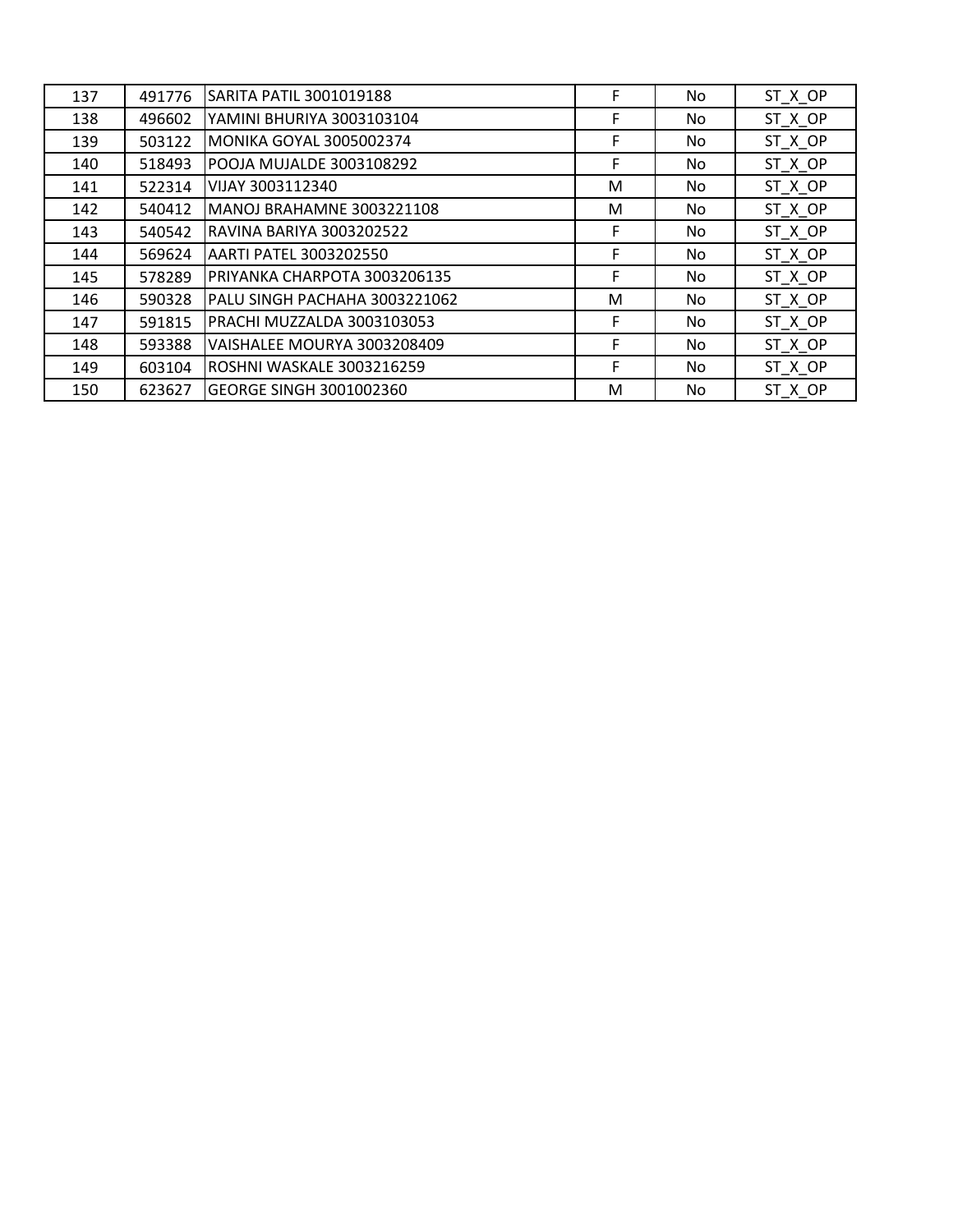| | | | | | |
|---|---|---|---|---|---|
| 137 | 491776 | SARITA PATIL 3001019188 | F | No | ST_X_OP |
| 138 | 496602 | YAMINI BHURIYA 3003103104 | F | No | ST_X_OP |
| 139 | 503122 | MONIKA GOYAL 3005002374 | F | No | ST_X_OP |
| 140 | 518493 | POOJA MUJALDE 3003108292 | F | No | ST_X_OP |
| 141 | 522314 | VIJAY 3003112340 | M | No | ST_X_OP |
| 142 | 540412 | MANOJ BRAHAMNE 3003221108 | M | No | ST_X_OP |
| 143 | 540542 | RAVINA BARIYA 3003202522 | F | No | ST_X_OP |
| 144 | 569624 | AARTI PATEL 3003202550 | F | No | ST_X_OP |
| 145 | 578289 | PRIYANKA CHARPOTA 3003206135 | F | No | ST_X_OP |
| 146 | 590328 | PALU SINGH PACHAHA 3003221062 | M | No | ST_X_OP |
| 147 | 591815 | PRACHI MUZZALDA 3003103053 | F | No | ST_X_OP |
| 148 | 593388 | VAISHALEE MOURYA 3003208409 | F | No | ST_X_OP |
| 149 | 603104 | ROSHNI WASKALE 3003216259 | F | No | ST_X_OP |
| 150 | 623627 | GEORGE SINGH 3001002360 | M | No | ST_X_OP |